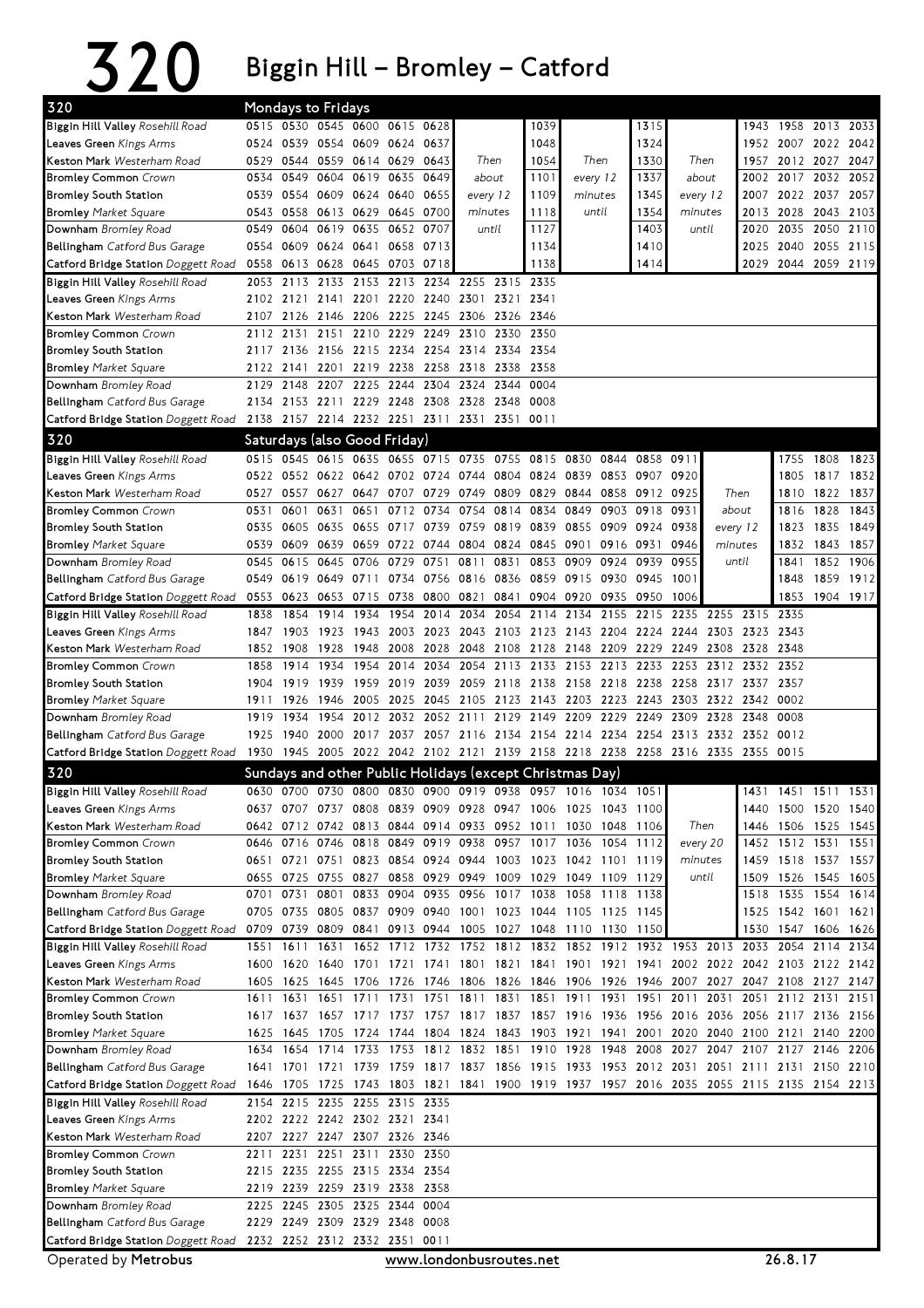# 320 Biggin Hill – Bromley – Catford

## 320 Mondays to Fridays

| Stop | | | | | | | | | | | | | | | | | | |
|---|---|---|---|---|---|---|---|---|---|---|---|---|---|---|---|---|---|---|
| **Biggin Hill Valley** *Rosehill Road* | 0515 | 0530 | 0545 | 0600 | 0615 | 0628 | | 1039 | | 1315 | | 1943 | 1958 | 2013 | 2033 |
| **Leaves Green** *Kings Arms* | 0524 | 0539 | 0554 | 0609 | 0624 | 0637 | | 1048 | | 1324 | | 1952 | 2007 | 2022 | 2042 |
| **Keston Mark** *Westerham Road* | 0529 | 0544 | 0559 | 0614 | 0629 | 0643 | Then | 1054 | Then | 1330 | Then | 1957 | 2012 | 2027 | 2047 |
| **Bromley Common** *Crown* | 0534 | 0549 | 0604 | 0619 | 0635 | 0649 | about | 1101 | every 12 | 1337 | about | 2002 | 2017 | 2032 | 2052 |
| **Bromley South Station** | 0539 | 0554 | 0609 | 0624 | 0640 | 0655 | every 12 | 1109 | minutes | 1345 | every 12 | 2007 | 2022 | 2037 | 2057 |
| **Bromley** *Market Square* | 0543 | 0558 | 0613 | 0629 | 0645 | 0700 | minutes | 1118 | until | 1354 | minutes | 2013 | 2028 | 2043 | 2103 |
| **Downham** *Bromley Road* | 0549 | 0604 | 0619 | 0635 | 0652 | 0707 | until | 1127 | | 1403 | until | 2020 | 2035 | 2050 | 2110 |
| **Bellingham** *Catford Bus Garage* | 0554 | 0609 | 0624 | 0641 | 0658 | 0713 | | 1134 | | 1410 | | 2025 | 2040 | 2055 | 2115 |
| **Catford Bridge Station** *Doggett Road* | 0558 | 0613 | 0628 | 0645 | 0703 | 0718 | | 1138 | | 1414 | | 2029 | 2044 | 2059 | 2119 |

| Stop | | | | | | | | | |
|---|---|---|---|---|---|---|---|---|---|
| **Biggin Hill Valley** *Rosehill Road* | 2053 | 2113 | 2133 | 2153 | 2213 | 2234 | 2255 | 2315 | 2335 |
| **Leaves Green** *Kings Arms* | 2102 | 2121 | 2141 | 2201 | 2220 | 2240 | 2301 | 2321 | 2341 |
| **Keston Mark** *Westerham Road* | 2107 | 2126 | 2146 | 2206 | 2225 | 2245 | 2306 | 2326 | 2346 |
| **Bromley Common** *Crown* | 2112 | 2131 | 2151 | 2210 | 2229 | 2249 | 2310 | 2330 | 2350 |
| **Bromley South Station** | 2117 | 2136 | 2156 | 2215 | 2234 | 2254 | 2314 | 2334 | 2354 |
| **Bromley** *Market Square* | 2122 | 2141 | 2201 | 2219 | 2238 | 2258 | 2318 | 2338 | 2358 |
| **Downham** *Bromley Road* | 2129 | 2148 | 2207 | 2225 | 2244 | 2304 | 2324 | 2344 | 0004 |
| **Bellingham** *Catford Bus Garage* | 2134 | 2153 | 2211 | 2229 | 2248 | 2308 | 2328 | 2348 | 0008 |
| **Catford Bridge Station** *Doggett Road* | 2138 | 2157 | 2214 | 2232 | 2251 | 2311 | 2331 | 2351 | 0011 |

## 320 Saturdays (also Good Friday)

| Stop | | | | | | | | | | | | | | | | | |
|---|---|---|---|---|---|---|---|---|---|---|---|---|---|---|---|---|---|
| **Biggin Hill Valley** *Rosehill Road* | 0515 | 0545 | 0615 | 0635 | 0655 | 0715 | 0735 | 0755 | 0815 | 0830 | 0844 | 0858 | 0911 | | 1755 | 1808 | 1823 |
| **Leaves Green** *Kings Arms* | 0522 | 0552 | 0622 | 0642 | 0702 | 0724 | 0744 | 0804 | 0824 | 0839 | 0853 | 0907 | 0920 | | 1805 | 1817 | 1832 |
| **Keston Mark** *Westerham Road* | 0527 | 0557 | 0627 | 0647 | 0707 | 0729 | 0749 | 0809 | 0829 | 0844 | 0858 | 0912 | 0925 | Then | 1810 | 1822 | 1837 |
| **Bromley Common** *Crown* | 0531 | 0601 | 0631 | 0651 | 0712 | 0734 | 0754 | 0814 | 0834 | 0849 | 0903 | 0918 | 0931 | about | 1816 | 1828 | 1843 |
| **Bromley South Station** | 0535 | 0605 | 0635 | 0655 | 0717 | 0739 | 0759 | 0819 | 0839 | 0855 | 0909 | 0924 | 0938 | every 12 | 1823 | 1835 | 1849 |
| **Bromley** *Market Square* | 0539 | 0609 | 0639 | 0659 | 0722 | 0744 | 0804 | 0824 | 0845 | 0901 | 0916 | 0931 | 0946 | minutes | 1832 | 1843 | 1857 |
| **Downham** *Bromley Road* | 0545 | 0615 | 0645 | 0706 | 0729 | 0751 | 0811 | 0831 | 0853 | 0909 | 0924 | 0939 | 0955 | until | 1841 | 1852 | 1906 |
| **Bellingham** *Catford Bus Garage* | 0549 | 0619 | 0649 | 0711 | 0734 | 0756 | 0816 | 0836 | 0859 | 0915 | 0930 | 0945 | 1001 | | 1848 | 1859 | 1912 |
| **Catford Bridge Station** *Doggett Road* | 0553 | 0623 | 0653 | 0715 | 0738 | 0800 | 0821 | 0841 | 0904 | 0920 | 0935 | 0950 | 1006 | | 1853 | 1904 | 1917 |

| Stop | | | | | | | | | | | | | | | |
|---|---|---|---|---|---|---|---|---|---|---|---|---|---|---|---|
| **Biggin Hill Valley** *Rosehill Road* | 1838 | 1854 | 1914 | 1934 | 1954 | 2014 | 2034 | 2054 | 2114 | 2134 | 2155 | 2215 | 2235 | 2255 | 2315 | 2335 |
| **Leaves Green** *Kings Arms* | 1847 | 1903 | 1923 | 1943 | 2003 | 2023 | 2043 | 2103 | 2123 | 2143 | 2204 | 2224 | 2244 | 2303 | 2323 | 2343 |
| **Keston Mark** *Westerham Road* | 1852 | 1908 | 1928 | 1948 | 2008 | 2028 | 2048 | 2108 | 2128 | 2148 | 2209 | 2229 | 2249 | 2308 | 2328 | 2348 |
| **Bromley Common** *Crown* | 1858 | 1914 | 1934 | 1954 | 2014 | 2034 | 2054 | 2113 | 2133 | 2153 | 2213 | 2233 | 2253 | 2312 | 2332 | 2352 |
| **Bromley South Station** | 1904 | 1919 | 1939 | 1959 | 2019 | 2039 | 2059 | 2118 | 2138 | 2158 | 2218 | 2238 | 2258 | 2317 | 2337 | 2357 |
| **Bromley** *Market Square* | 1911 | 1926 | 1946 | 2005 | 2025 | 2045 | 2105 | 2123 | 2143 | 2203 | 2223 | 2243 | 2303 | 2322 | 2342 | 0002 |
| **Downham** *Bromley Road* | 1919 | 1934 | 1954 | 2012 | 2032 | 2052 | 2111 | 2129 | 2149 | 2209 | 2229 | 2249 | 2309 | 2328 | 2348 | 0008 |
| **Bellingham** *Catford Bus Garage* | 1925 | 1940 | 2000 | 2017 | 2037 | 2057 | 2116 | 2134 | 2154 | 2214 | 2234 | 2254 | 2313 | 2332 | 2352 | 0012 |
| **Catford Bridge Station** *Doggett Road* | 1930 | 1945 | 2005 | 2022 | 2042 | 2102 | 2121 | 2139 | 2158 | 2218 | 2238 | 2258 | 2316 | 2335 | 2355 | 0015 |

## 320 Sundays and other Public Holidays (except Christmas Day)

| Stop | | | | | | | | | | | | | | | | | |
|---|---|---|---|---|---|---|---|---|---|---|---|---|---|---|---|---|---|
| **Biggin Hill Valley** *Rosehill Road* | 0630 | 0700 | 0730 | 0800 | 0830 | 0900 | 0919 | 0938 | 0957 | 1016 | 1034 | 1051 | | 1431 | 1451 | 1511 | 1531 |
| **Leaves Green** *Kings Arms* | 0637 | 0707 | 0737 | 0808 | 0839 | 0909 | 0928 | 0947 | 1006 | 1025 | 1043 | 1100 | | 1440 | 1500 | 1520 | 1540 |
| **Keston Mark** *Westerham Road* | 0642 | 0712 | 0742 | 0813 | 0844 | 0914 | 0933 | 0952 | 1011 | 1030 | 1048 | 1106 | Then | 1446 | 1506 | 1525 | 1545 |
| **Bromley Common** *Crown* | 0646 | 0716 | 0746 | 0818 | 0849 | 0919 | 0938 | 0957 | 1017 | 1036 | 1054 | 1112 | every 20 | 1452 | 1512 | 1531 | 1551 |
| **Bromley South Station** | 0651 | 0721 | 0751 | 0823 | 0854 | 0924 | 0944 | 1003 | 1023 | 1042 | 1101 | 1119 | minutes | 1459 | 1518 | 1537 | 1557 |
| **Bromley** *Market Square* | 0655 | 0725 | 0755 | 0827 | 0858 | 0929 | 0949 | 1009 | 1029 | 1049 | 1109 | 1129 | until | 1509 | 1526 | 1545 | 1605 |
| **Downham** *Bromley Road* | 0701 | 0731 | 0801 | 0833 | 0904 | 0935 | 0956 | 1017 | 1038 | 1058 | 1118 | 1138 | | 1518 | 1535 | 1554 | 1614 |
| **Bellingham** *Catford Bus Garage* | 0705 | 0735 | 0805 | 0837 | 0909 | 0940 | 1001 | 1023 | 1044 | 1105 | 1125 | 1145 | | 1525 | 1542 | 1601 | 1621 |
| **Catford Bridge Station** *Doggett Road* | 0709 | 0739 | 0809 | 0841 | 0913 | 0944 | 1005 | 1027 | 1048 | 1110 | 1130 | 1150 | | 1530 | 1547 | 1606 | 1626 |

| Stop | | | | | | | | | | | | | | | | | | |
|---|---|---|---|---|---|---|---|---|---|---|---|---|---|---|---|---|---|---|
| **Biggin Hill Valley** *Rosehill Road* | 1551 | 1611 | 1631 | 1652 | 1712 | 1732 | 1752 | 1812 | 1832 | 1852 | 1912 | 1932 | 1953 | 2013 | 2033 | 2054 | 2114 | 2134 |
| **Leaves Green** *Kings Arms* | 1600 | 1620 | 1640 | 1701 | 1721 | 1741 | 1801 | 1821 | 1841 | 1901 | 1921 | 1941 | 2002 | 2022 | 2042 | 2103 | 2122 | 2142 |
| **Keston Mark** *Westerham Road* | 1605 | 1625 | 1645 | 1706 | 1726 | 1746 | 1806 | 1826 | 1846 | 1906 | 1926 | 1946 | 2007 | 2027 | 2047 | 2108 | 2127 | 2147 |
| **Bromley Common** *Crown* | 1611 | 1631 | 1651 | 1711 | 1731 | 1751 | 1811 | 1831 | 1851 | 1911 | 1931 | 1951 | 2011 | 2031 | 2051 | 2112 | 2131 | 2151 |
| **Bromley South Station** | 1617 | 1637 | 1657 | 1717 | 1737 | 1757 | 1817 | 1837 | 1857 | 1916 | 1936 | 1956 | 2016 | 2036 | 2056 | 2117 | 2136 | 2156 |
| **Bromley** *Market Square* | 1625 | 1645 | 1705 | 1724 | 1744 | 1804 | 1824 | 1843 | 1903 | 1921 | 1941 | 2001 | 2020 | 2040 | 2100 | 2121 | 2140 | 2200 |
| **Downham** *Bromley Road* | 1634 | 1654 | 1714 | 1733 | 1753 | 1812 | 1832 | 1851 | 1910 | 1928 | 1948 | 2008 | 2027 | 2047 | 2107 | 2127 | 2146 | 2206 |
| **Bellingham** *Catford Bus Garage* | 1641 | 1701 | 1721 | 1739 | 1759 | 1817 | 1837 | 1856 | 1915 | 1933 | 1953 | 2012 | 2031 | 2051 | 2111 | 2131 | 2150 | 2210 |
| **Catford Bridge Station** *Doggett Road* | 1646 | 1705 | 1725 | 1743 | 1803 | 1821 | 1841 | 1900 | 1919 | 1937 | 1957 | 2016 | 2035 | 2055 | 2115 | 2135 | 2154 | 2213 |

| Stop | | | | | | |
|---|---|---|---|---|---|---|
| **Biggin Hill Valley** *Rosehill Road* | 2154 | 2215 | 2235 | 2255 | 2315 | 2335 |
| **Leaves Green** *Kings Arms* | 2202 | 2222 | 2242 | 2302 | 2321 | 2341 |
| **Keston Mark** *Westerham Road* | 2207 | 2227 | 2247 | 2307 | 2326 | 2346 |
| **Bromley Common** *Crown* | 2211 | 2231 | 2251 | 2311 | 2330 | 2350 |
| **Bromley South Station** | 2215 | 2235 | 2255 | 2315 | 2334 | 2354 |
| **Bromley** *Market Square* | 2219 | 2239 | 2259 | 2319 | 2338 | 2358 |
| **Downham** *Bromley Road* | 2225 | 2245 | 2305 | 2325 | 2344 | 0004 |
| **Bellingham** *Catford Bus Garage* | 2229 | 2249 | 2309 | 2329 | 2348 | 0008 |
| **Catford Bridge Station** *Doggett Road* | 2232 | 2252 | 2312 | 2332 | 2351 | 0011 |

Operated by **Metrobus** www.londonbusroutes.net 26.8.17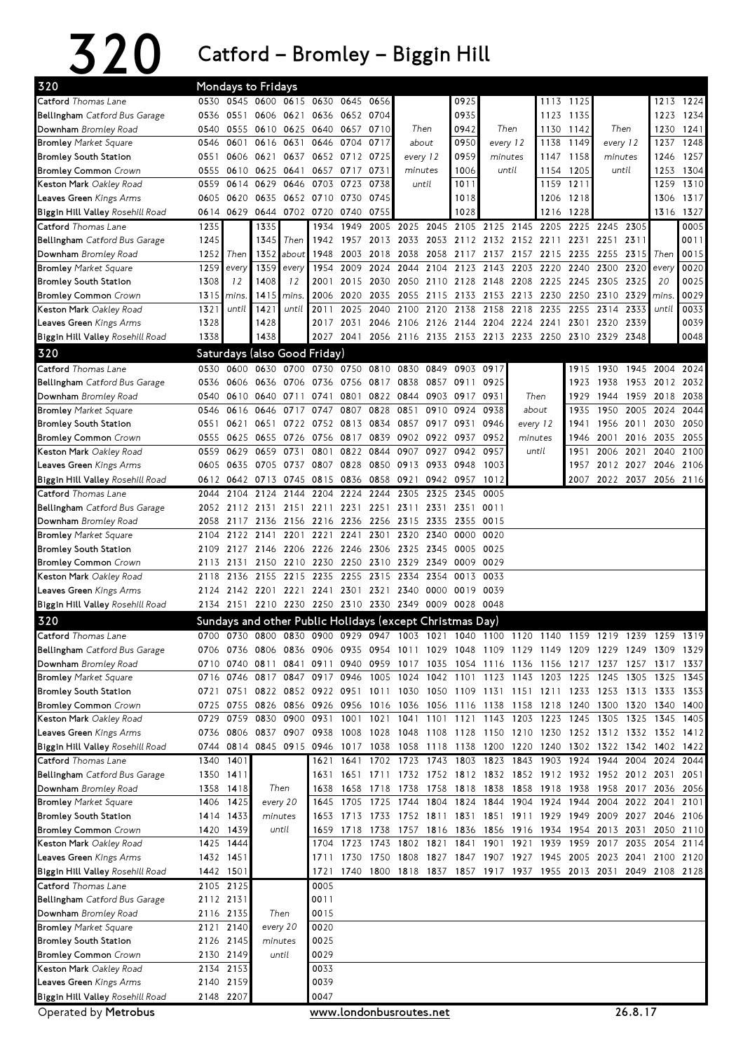# 320 Catford – Bromley – Biggin Hill

## Mondays to Fridays

| 320 | | | | | | | | | | | | | | | | |
|---|---|---|---|---|---|---|---|---|---|---|---|---|---|---|---|---|
| **Catford** *Thomas Lane* | 0530 | 0545 | 0600 | 0615 | 0630 | 0645 | 0656 | *Then about every 12 minutes until* | 0925 | *Then every 12 minutes until* | 1113 | 1125 | *Then every 12 minutes until* | 1213 | 1224 |
| **Bellingham** *Catford Bus Garage* | 0536 | 0551 | 0606 | 0621 | 0636 | 0652 | 0704 | | 0935 | | 1123 | 1135 | | 1223 | 1234 |
| **Downham** *Bromley Road* | 0540 | 0555 | 0610 | 0625 | 0640 | 0657 | 0710 | | 0942 | | 1130 | 1142 | | 1230 | 1241 |
| **Bromley** *Market Square* | 0546 | 0601 | 0616 | 0631 | 0646 | 0704 | 0717 | | 0950 | | 1138 | 1149 | | 1237 | 1248 |
| **Bromley South Station** | 0551 | 0606 | 0621 | 0637 | 0652 | 0712 | 0725 | | 0959 | | 1147 | 1158 | | 1246 | 1257 |
| **Bromley Common** *Crown* | 0555 | 0610 | 0625 | 0641 | 0657 | 0717 | 0731 | | 1006 | | 1154 | 1205 | | 1253 | 1304 |
| **Keston Mark** *Oakley Road* | 0559 | 0614 | 0629 | 0646 | 0703 | 0723 | 0738 | | 1011 | | 1159 | 1211 | | 1259 | 1310 |
| **Leaves Green** *Kings Arms* | 0605 | 0620 | 0635 | 0652 | 0710 | 0730 | 0745 | | 1018 | | 1206 | 1218 | | 1306 | 1317 |
| **Biggin Hill Valley** *Rosehill Road* | 0614 | 0629 | 0644 | 0702 | 0720 | 0740 | 0755 | | 1028 | | 1216 | 1228 | | 1316 | 1327 |

| | | | | | | | | | | | | | | | | | |
|---|---|---|---|---|---|---|---|---|---|---|---|---|---|---|---|---|---|
| **Catford** *Thomas Lane* | 1235 | *Then every 12 mins. until* | 1335 | *Then about every 12 mins. until* | 1934 | 1949 | 2005 | 2025 | 2045 | 2105 | 2125 | 2145 | 2205 | 2225 | 2245 | 2305 | *Then every 20 mins. until* | 0005 |
| **Bellingham** *Catford Bus Garage* | 1245 | | 1345 | | 1942 | 1957 | 2013 | 2033 | 2053 | 2112 | 2132 | 2152 | 2211 | 2231 | 2251 | 2311 | | 0011 |
| **Downham** *Bromley Road* | 1252 | | 1352 | | 1948 | 2003 | 2018 | 2038 | 2058 | 2117 | 2137 | 2157 | 2215 | 2235 | 2255 | 2315 | | 0015 |
| **Bromley** *Market Square* | 1259 | | 1359 | | 1954 | 2009 | 2024 | 2044 | 2104 | 2123 | 2143 | 2203 | 2220 | 2240 | 2300 | 2320 | | 0020 |
| **Bromley South Station** | 1308 | | 1408 | | 2001 | 2015 | 2030 | 2050 | 2110 | 2128 | 2148 | 2208 | 2225 | 2245 | 2305 | 2325 | | 0025 |
| **Bromley Common** *Crown* | 1315 | | 1415 | | 2006 | 2020 | 2035 | 2055 | 2115 | 2133 | 2153 | 2213 | 2230 | 2250 | 2310 | 2329 | | 0029 |
| **Keston Mark** *Oakley Road* | 1321 | | 1421 | | 2011 | 2025 | 2040 | 2100 | 2120 | 2138 | 2158 | 2218 | 2235 | 2255 | 2314 | 2333 | | 0033 |
| **Leaves Green** *Kings Arms* | 1328 | | 1428 | | 2017 | 2031 | 2046 | 2106 | 2126 | 2144 | 2204 | 2224 | 2241 | 2301 | 2320 | 2339 | | 0039 |
| **Biggin Hill Valley** *Rosehill Road* | 1338 | | 1438 | | 2027 | 2041 | 2056 | 2116 | 2135 | 2153 | 2213 | 2233 | 2250 | 2310 | 2329 | 2348 | | 0048 |

## Saturdays (also Good Friday)

| 320 | | | | | | | | | | | | | | | | | |
|---|---|---|---|---|---|---|---|---|---|---|---|---|---|---|---|---|---|
| **Catford** *Thomas Lane* | 0530 | 0600 | 0630 | 0700 | 0730 | 0750 | 0810 | 0830 | 0849 | 0903 | 0917 | *Then about every 12 minutes until* | 1915 | 1930 | 1945 | 2004 | 2024 |
| **Bellingham** *Catford Bus Garage* | 0536 | 0606 | 0636 | 0706 | 0736 | 0756 | 0817 | 0838 | 0857 | 0911 | 0925 | | 1923 | 1938 | 1953 | 2012 | 2032 |
| **Downham** *Bromley Road* | 0540 | 0610 | 0640 | 0711 | 0741 | 0801 | 0822 | 0844 | 0903 | 0917 | 0931 | | 1929 | 1944 | 1959 | 2018 | 2038 |
| **Bromley** *Market Square* | 0546 | 0616 | 0646 | 0717 | 0747 | 0807 | 0828 | 0851 | 0910 | 0924 | 0938 | | 1935 | 1950 | 2005 | 2024 | 2044 |
| **Bromley South Station** | 0551 | 0621 | 0651 | 0722 | 0752 | 0813 | 0834 | 0857 | 0917 | 0931 | 0946 | | 1941 | 1956 | 2011 | 2030 | 2050 |
| **Bromley Common** *Crown* | 0555 | 0625 | 0655 | 0726 | 0756 | 0817 | 0839 | 0902 | 0922 | 0937 | 0952 | | 1946 | 2001 | 2016 | 2035 | 2055 |
| **Keston Mark** *Oakley Road* | 0559 | 0629 | 0659 | 0731 | 0801 | 0822 | 0844 | 0907 | 0927 | 0942 | 0957 | | 1951 | 2006 | 2021 | 2040 | 2100 |
| **Leaves Green** *Kings Arms* | 0605 | 0635 | 0705 | 0737 | 0807 | 0828 | 0850 | 0913 | 0933 | 0948 | 1003 | | 1957 | 2012 | 2027 | 2046 | 2106 |
| **Biggin Hill Valley** *Rosehill Road* | 0612 | 0642 | 0713 | 0745 | 0815 | 0836 | 0858 | 0921 | 0942 | 0957 | 1012 | | 2007 | 2022 | 2037 | 2056 | 2116 |

| | | | | | | | | | | | |
|---|---|---|---|---|---|---|---|---|---|---|---|
| **Catford** *Thomas Lane* | 2044 | 2104 | 2124 | 2144 | 2204 | 2224 | 2244 | 2305 | 2325 | 2345 | 0005 |
| **Bellingham** *Catford Bus Garage* | 2052 | 2112 | 2131 | 2151 | 2211 | 2231 | 2251 | 2311 | 2331 | 2351 | 0011 |
| **Downham** *Bromley Road* | 2058 | 2117 | 2136 | 2156 | 2216 | 2236 | 2256 | 2315 | 2335 | 2355 | 0015 |
| **Bromley** *Market Square* | 2104 | 2122 | 2141 | 2201 | 2221 | 2241 | 2301 | 2320 | 2340 | 0000 | 0020 |
| **Bromley South Station** | 2109 | 2127 | 2146 | 2206 | 2226 | 2246 | 2306 | 2325 | 2345 | 0005 | 0025 |
| **Bromley Common** *Crown* | 2113 | 2131 | 2150 | 2210 | 2230 | 2250 | 2310 | 2329 | 2349 | 0009 | 0029 |
| **Keston Mark** *Oakley Road* | 2118 | 2136 | 2155 | 2215 | 2235 | 2255 | 2315 | 2334 | 2354 | 0013 | 0033 |
| **Leaves Green** *Kings Arms* | 2124 | 2142 | 2201 | 2221 | 2241 | 2301 | 2321 | 2340 | 0000 | 0019 | 0039 |
| **Biggin Hill Valley** *Rosehill Road* | 2134 | 2151 | 2210 | 2230 | 2250 | 2310 | 2330 | 2349 | 0009 | 0028 | 0048 |

## Sundays and other Public Holidays (except Christmas Day)

| 320 | | | | | | | | | | | | | | | | | | |
|---|---|---|---|---|---|---|---|---|---|---|---|---|---|---|---|---|---|---|
| **Catford** *Thomas Lane* | 0700 | 0730 | 0800 | 0830 | 0900 | 0929 | 0947 | 1003 | 1021 | 1040 | 1100 | 1120 | 1140 | 1159 | 1219 | 1239 | 1259 | 1319 |
| **Bellingham** *Catford Bus Garage* | 0706 | 0736 | 0806 | 0836 | 0906 | 0935 | 0954 | 1011 | 1029 | 1048 | 1109 | 1129 | 1149 | 1209 | 1229 | 1249 | 1309 | 1329 |
| **Downham** *Bromley Road* | 0710 | 0740 | 0811 | 0841 | 0911 | 0940 | 0959 | 1017 | 1035 | 1054 | 1116 | 1136 | 1156 | 1217 | 1237 | 1257 | 1317 | 1337 |
| **Bromley** *Market Square* | 0716 | 0746 | 0817 | 0847 | 0917 | 0946 | 1005 | 1024 | 1042 | 1101 | 1123 | 1143 | 1203 | 1225 | 1245 | 1305 | 1325 | 1345 |
| **Bromley South Station** | 0721 | 0751 | 0822 | 0852 | 0922 | 0951 | 1011 | 1030 | 1050 | 1109 | 1131 | 1151 | 1211 | 1233 | 1253 | 1313 | 1333 | 1353 |
| **Bromley Common** *Crown* | 0725 | 0755 | 0826 | 0856 | 0926 | 0956 | 1016 | 1036 | 1056 | 1116 | 1138 | 1158 | 1218 | 1240 | 1300 | 1320 | 1340 | 1400 |
| **Keston Mark** *Oakley Road* | 0729 | 0759 | 0830 | 0900 | 0931 | 1001 | 1021 | 1041 | 1101 | 1121 | 1143 | 1203 | 1223 | 1245 | 1305 | 1325 | 1345 | 1405 |
| **Leaves Green** *Kings Arms* | 0736 | 0806 | 0837 | 0907 | 0938 | 1008 | 1028 | 1048 | 1108 | 1128 | 1150 | 1210 | 1230 | 1252 | 1312 | 1332 | 1352 | 1412 |
| **Biggin Hill Valley** *Rosehill Road* | 0744 | 0814 | 0845 | 0915 | 0946 | 1017 | 1038 | 1058 | 1118 | 1138 | 1200 | 1220 | 1240 | 1302 | 1322 | 1342 | 1402 | 1422 |

| | | | | | | | | | | | | | | | | | |
|---|---|---|---|---|---|---|---|---|---|---|---|---|---|---|---|---|---|
| **Catford** *Thomas Lane* | 1340 | 1401 | *Then every 20 minutes until* | 1621 | 1641 | 1702 | 1723 | 1743 | 1803 | 1823 | 1843 | 1903 | 1924 | 1944 | 2004 | 2024 | 2044 |
| **Bellingham** *Catford Bus Garage* | 1350 | 1411 | | 1631 | 1651 | 1711 | 1732 | 1752 | 1812 | 1832 | 1852 | 1912 | 1932 | 1952 | 2012 | 2031 | 2051 |
| **Downham** *Bromley Road* | 1358 | 1418 | | 1638 | 1658 | 1718 | 1738 | 1758 | 1818 | 1838 | 1858 | 1918 | 1938 | 1958 | 2017 | 2036 | 2056 |
| **Bromley** *Market Square* | 1406 | 1425 | | 1645 | 1705 | 1725 | 1744 | 1804 | 1824 | 1844 | 1904 | 1924 | 1944 | 2004 | 2022 | 2041 | 2101 |
| **Bromley South Station** | 1414 | 1433 | | 1653 | 1713 | 1733 | 1752 | 1811 | 1831 | 1851 | 1911 | 1929 | 1949 | 2009 | 2027 | 2046 | 2106 |
| **Bromley Common** *Crown* | 1420 | 1439 | | 1659 | 1718 | 1738 | 1757 | 1816 | 1836 | 1856 | 1916 | 1934 | 1954 | 2013 | 2031 | 2050 | 2110 |
| **Keston Mark** *Oakley Road* | 1425 | 1444 | | 1704 | 1723 | 1743 | 1802 | 1821 | 1841 | 1901 | 1921 | 1939 | 1959 | 2017 | 2035 | 2054 | 2114 |
| **Leaves Green** *Kings Arms* | 1432 | 1451 | | 1711 | 1730 | 1750 | 1808 | 1827 | 1847 | 1907 | 1927 | 1945 | 2005 | 2023 | 2041 | 2100 | 2120 |
| **Biggin Hill Valley** *Rosehill Road* | 1442 | 1501 | | 1721 | 1740 | 1800 | 1818 | 1837 | 1857 | 1917 | 1937 | 1955 | 2013 | 2031 | 2049 | 2108 | 2128 |

| | | | | |
|---|---|---|---|---|
| **Catford** *Thomas Lane* | 2105 | 2125 | *Then every 20 minutes until* | 0005 |
| **Bellingham** *Catford Bus Garage* | 2112 | 2131 | | 0011 |
| **Downham** *Bromley Road* | 2116 | 2135 | | 0015 |
| **Bromley** *Market Square* | 2121 | 2140 | | 0020 |
| **Bromley South Station** | 2126 | 2145 | | 0025 |
| **Bromley Common** *Crown* | 2130 | 2149 | | 0029 |
| **Keston Mark** *Oakley Road* | 2134 | 2153 | | 0033 |
| **Leaves Green** *Kings Arms* | 2140 | 2159 | | 0039 |
| **Biggin Hill Valley** *Rosehill Road* | 2148 | 2207 | | 0047 |

Operated by **Metrobus** — www.londonbusroutes.net — 26.8.17